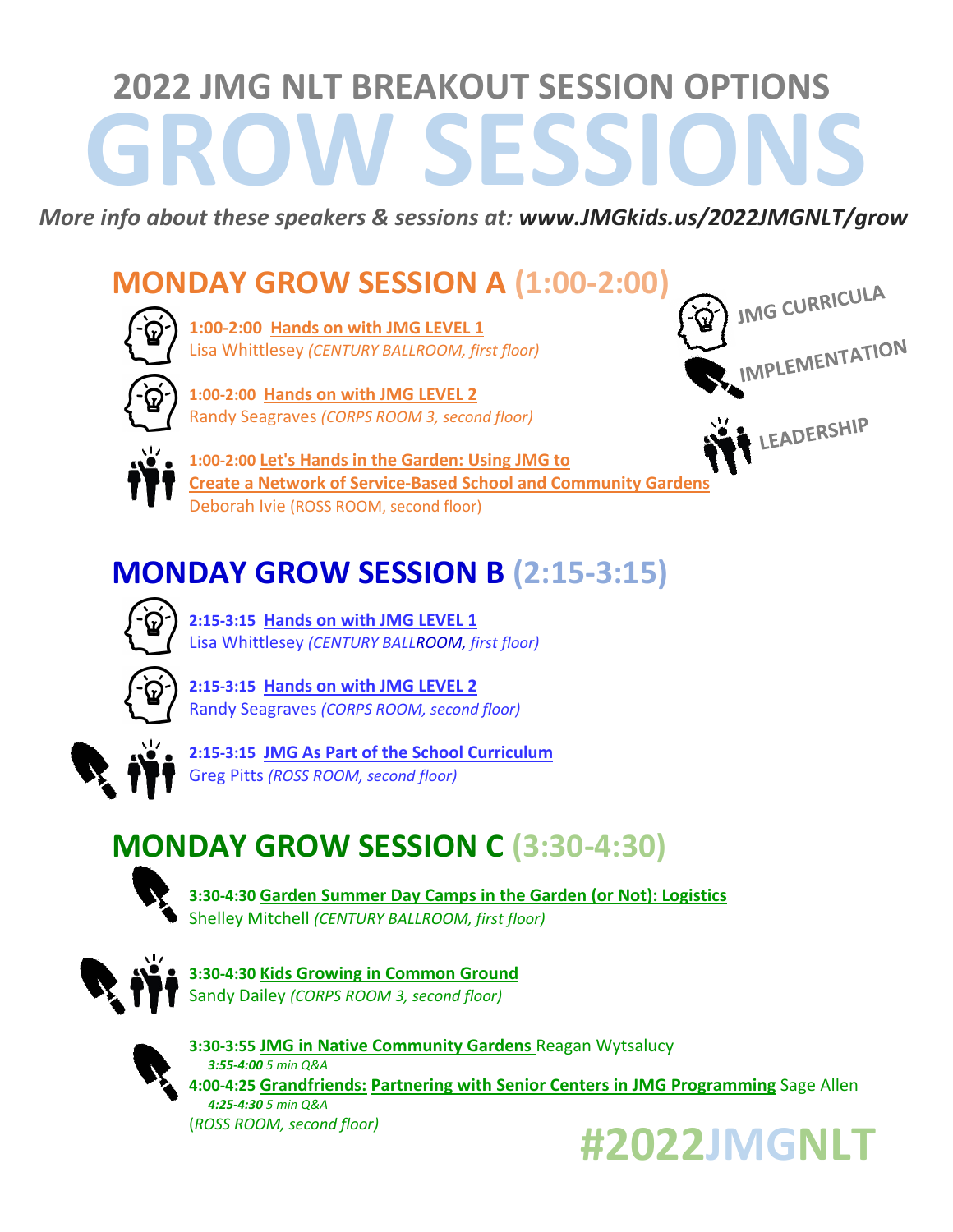# 2022 JMG NLT BREAKOUT SESSION OPTIONS

# GROW SESSIONS

*More info about these speakers & sessions at:* ***www.JMGkids.us/2022JMGNLT/grow***

JMG CURRICULA

IMPLEMENTATION

LEADERSHIP

## MONDAY GROW SESSION A (1:00-2:00)

**1:00-2:00** **Hands on with JMG LEVEL 1**
Lisa Whittlesey *(CENTURY BALLROOM, first floor)*

**1:00-2:00** **Hands on with JMG LEVEL 2**
Randy Seagraves *(CORPS ROOM 3, second floor)*

**1:00-2:00** **Let's Hands in the Garden: Using JMG to Create a Network of Service-Based School and Community Gardens**
Deborah Ivie (ROSS ROOM, second floor)

## MONDAY GROW SESSION B (2:15-3:15)

**2:15-3:15** **Hands on with JMG LEVEL 1**
Lisa Whittlesey *(CENTURY BALLROOM, first floor)*

**2:15-3:15** **Hands on with JMG LEVEL 2**
Randy Seagraves *(CORPS ROOM, second floor)*

**2:15-3:15** **JMG As Part of the School Curriculum**
Greg Pitts *(ROSS ROOM, second floor)*

## MONDAY GROW SESSION C (3:30-4:30)

**3:30-4:30** **Garden Summer Day Camps in the Garden (or Not): Logistics**
Shelley Mitchell *(CENTURY BALLROOM, first floor)*

**3:30-4:30** **Kids Growing in Common Ground**
Sandy Dailey *(CORPS ROOM 3, second floor)*

**3:30-3:55** **JMG in Native Community Gardens** Reagan Wytsalucy
*3:55-4:00 5 min Q&A*
**4:00-4:25** **Grandfriends: Partnering with Senior Centers in JMG Programming** Sage Allen
*4:25-4:30 5 min Q&A*
*(ROSS ROOM, second floor)*

**#2022JMGNLT**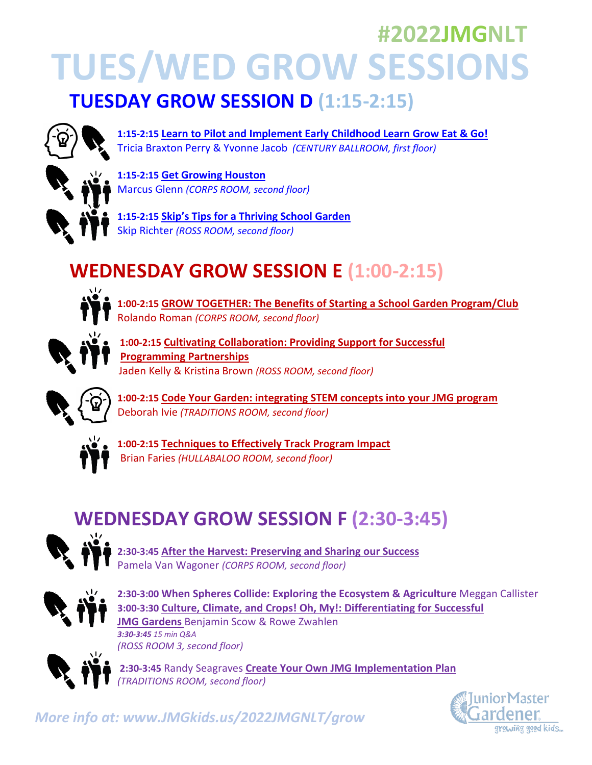#2022JMGNLT

# TUES/WED GROW SESSIONS

## TUESDAY GROW SESSION D (1:15-2:15)

**1:15-2:15** **Learn to Pilot and Implement Early Childhood Learn Grow Eat & Go!**
Tricia Braxton Perry & Yvonne Jacob *(CENTURY BALLROOM, first floor)*

**1:15-2:15** **Get Growing Houston**
Marcus Glenn *(CORPS ROOM, second floor)*

**1:15-2:15** **Skip's Tips for a Thriving School Garden**
Skip Richter *(ROSS ROOM, second floor)*

## WEDNESDAY GROW SESSION E (1:00-2:15)

**1:00-2:15** **GROW TOGETHER: The Benefits of Starting a School Garden Program/Club**
Rolando Roman *(CORPS ROOM, second floor)*

**1:00-2:15** **Cultivating Collaboration: Providing Support for Successful Programming Partnerships**
Jaden Kelly & Kristina Brown *(ROSS ROOM, second floor)*

**1:00-2:15** **Code Your Garden: integrating STEM concepts into your JMG program**
Deborah Ivie *(TRADITIONS ROOM, second floor)*

**1:00-2:15** **Techniques to Effectively Track Program Impact**
Brian Faries *(HULLABALOO ROOM, second floor)*

## WEDNESDAY GROW SESSION F (2:30-3:45)

**2:30-3:45** **After the Harvest: Preserving and Sharing our Success**
Pamela Van Wagoner *(CORPS ROOM, second floor)*

**2:30-3:00** **When Spheres Collide: Exploring the Ecosystem & Agriculture** Meggan Callister
**3:00-3:30** **Culture, Climate, and Crops! Oh, My!: Differentiating for Successful JMG Gardens** Benjamin Scow & Rowe Zwahlen
***3:30-3:45*** *15 min Q&A*
*(ROSS ROOM 3, second floor)*

**2:30-3:45** Randy Seagraves **Create Your Own JMG Implementation Plan**
*(TRADITIONS ROOM, second floor)*

*More info at: www.JMGkids.us/2022JMGNLT/grow*

Junior Master Gardener
growing good kids